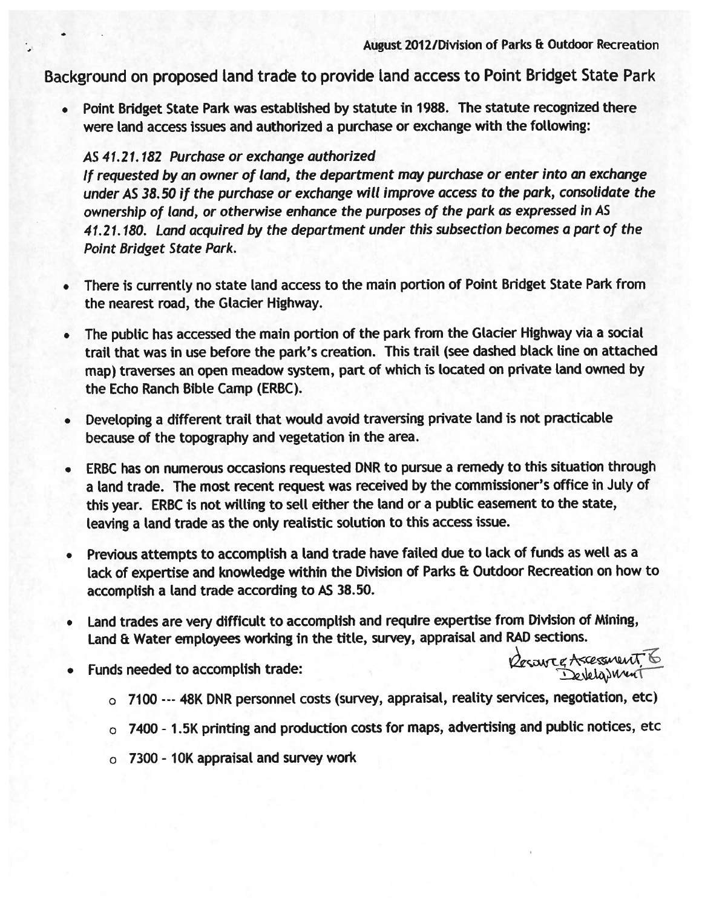August 2012/Division of Parks & Outdoor Recreation

## Background on proposed land trade to provide land access to Point Bridget State Park

- Point Bridget State Park was established by statute in 1988. The statute recognized there were land access issues and authorized a purchase or exchange with the following:

  *AS 41.21.182 Purchase or exchange authorized*
  *If requested by an owner of land, the department may purchase or enter into an exchange under AS 38.50 if the purchase or exchange will improve access to the park, consolidate the ownership of land, or otherwise enhance the purposes of the park as expressed in AS 41.21.180. Land acquired by the department under this subsection becomes a part of the Point Bridget State Park.*

- There is currently no state land access to the main portion of Point Bridget State Park from the nearest road, the Glacier Highway.

- The public has accessed the main portion of the park from the Glacier Highway via a social trail that was in use before the park's creation. This trail (see dashed black line on attached map) traverses an open meadow system, part of which is located on private land owned by the Echo Ranch Bible Camp (ERBC).

- Developing a different trail that would avoid traversing private land is not practicable because of the topography and vegetation in the area.

- ERBC has on numerous occasions requested DNR to pursue a remedy to this situation through a land trade. The most recent request was received by the commissioner's office in July of this year. ERBC is not willing to sell either the land or a public easement to the state, leaving a land trade as the only realistic solution to this access issue.

- Previous attempts to accomplish a land trade have failed due to lack of funds as well as a lack of expertise and knowledge within the Division of Parks & Outdoor Recreation on how to accomplish a land trade according to AS 38.50.

- Land trades are very difficult to accomplish and require expertise from Division of Mining, Land & Water employees working in the title, survey, appraisal and RAD sections.

- Funds needed to accomplish trade: Resource Assessment & Development
  - 7100 --- 48K DNR personnel costs (survey, appraisal, reality services, negotiation, etc)
  - 7400 - 1.5K printing and production costs for maps, advertising and public notices, etc
  - 7300 - 10K appraisal and survey work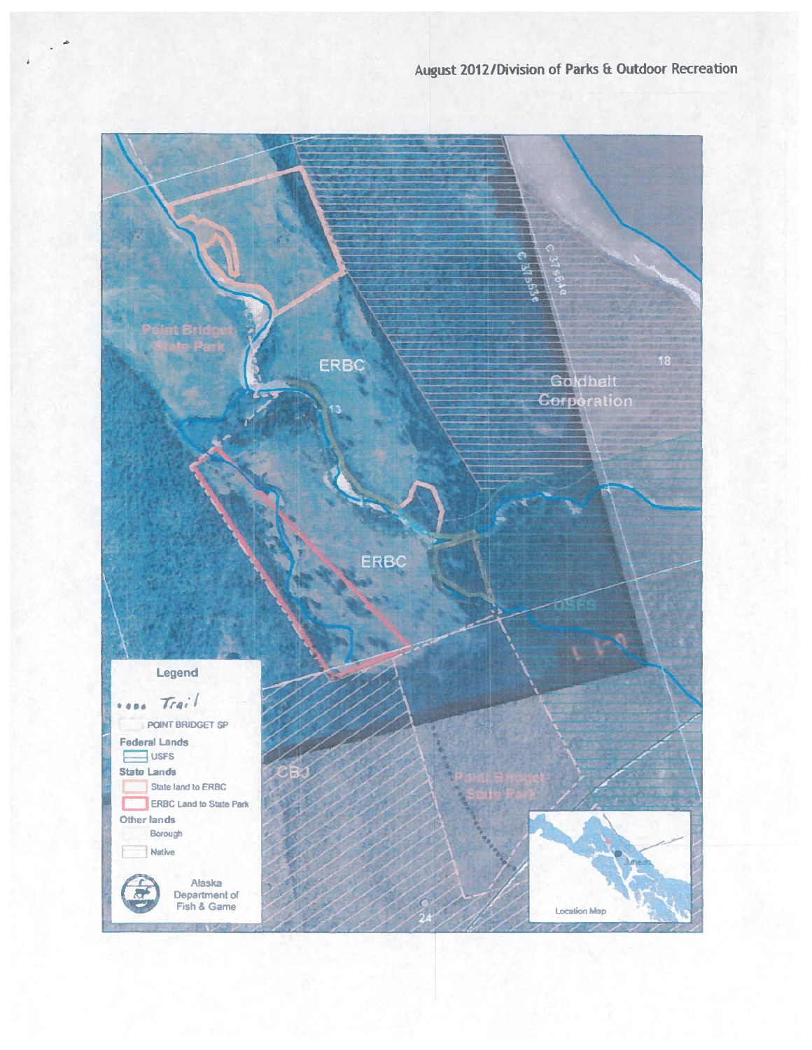August 2012/Division of Parks & Outdoor Recreation

Point Bridget State Park

ERBC

13

C 37964e

C 37965e

18

Goldbelt Corporation

ERBC

USFS

CBJ

Point Bridget State Park

24

Legend

Trail

POINT BRIDGET SP

Federal Lands

USFS

State Lands

State land to ERBC

ERBC Land to State Park

Other lands

Borough

Native

Alaska Department of Fish & Game

Location Map

Juneau